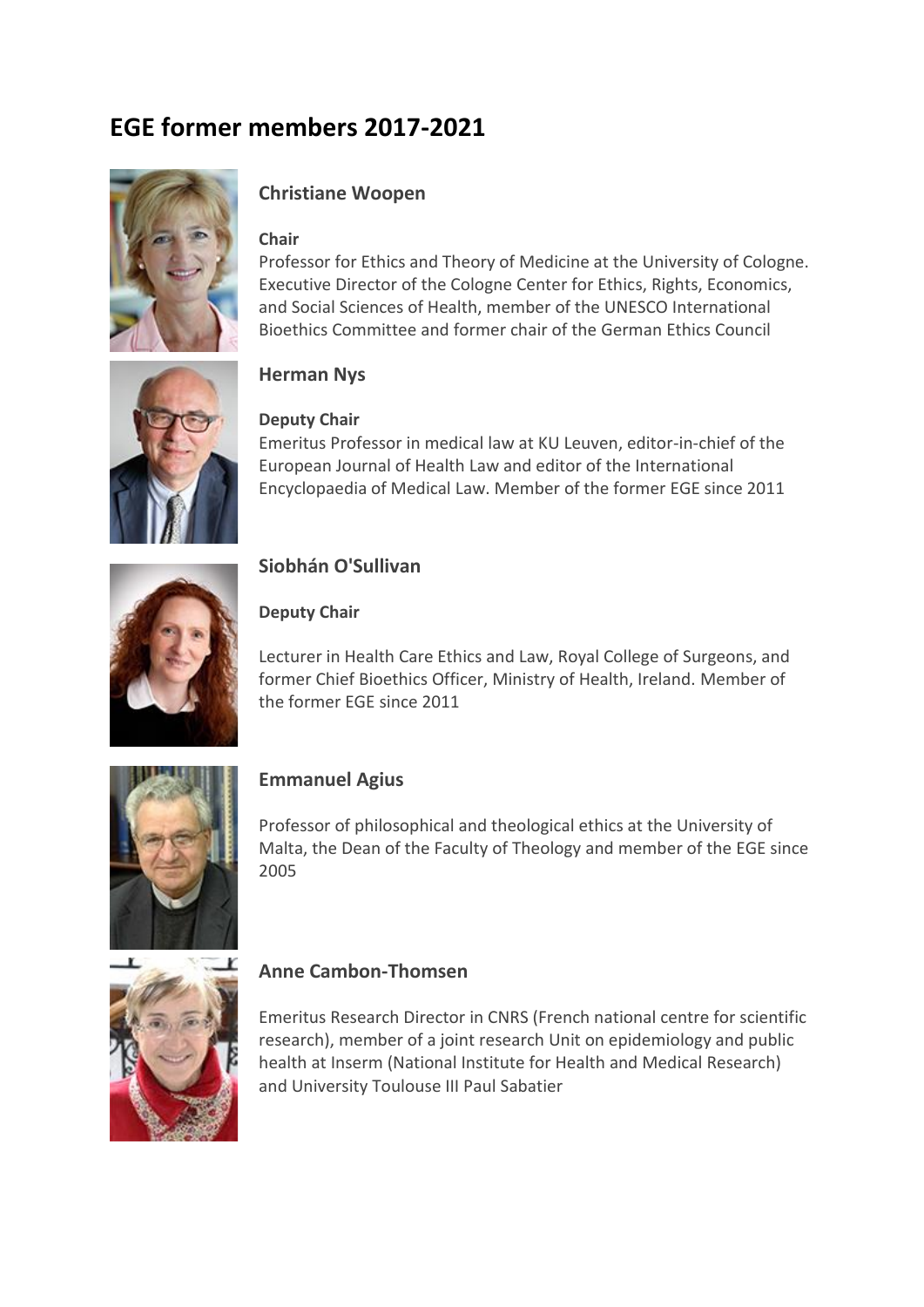# EGE former members 2017-2021

## Christiane Woopen

**Chair**

Professor for Ethics and Theory of Medicine at the University of Cologne. Executive Director of the Cologne Center for Ethics, Rights, Economics, and Social Sciences of Health, member of the UNESCO International Bioethics Committee and former chair of the German Ethics Council

## Herman Nys

**Deputy Chair**

Emeritus Professor in medical law at KU Leuven, editor-in-chief of the European Journal of Health Law and editor of the International Encyclopaedia of Medical Law. Member of the former EGE since 2011

## Siobhán O'Sullivan

**Deputy Chair**

Lecturer in Health Care Ethics and Law, Royal College of Surgeons, and former Chief Bioethics Officer, Ministry of Health, Ireland. Member of the former EGE since 2011

## Emmanuel Agius

Professor of philosophical and theological ethics at the University of Malta, the Dean of the Faculty of Theology and member of the EGE since 2005

## Anne Cambon-Thomsen

Emeritus Research Director in CNRS (French national centre for scientific research), member of a joint research Unit on epidemiology and public health at Inserm (National Institute for Health and Medical Research) and University Toulouse III Paul Sabatier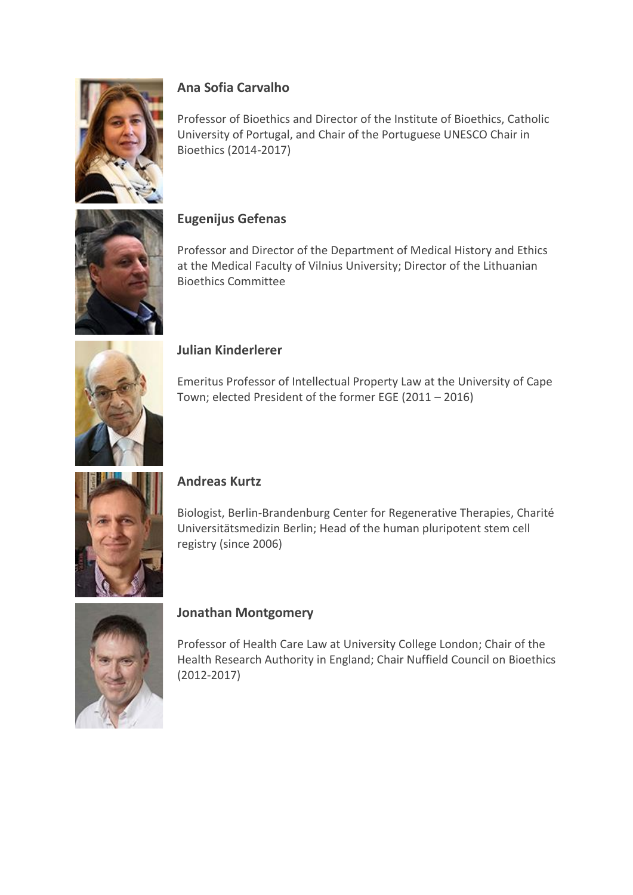**Ana Sofia Carvalho**

Professor of Bioethics and Director of the Institute of Bioethics, Catholic University of Portugal, and Chair of the Portuguese UNESCO Chair in Bioethics (2014-2017)

**Eugenijus Gefenas**

Professor and Director of the Department of Medical History and Ethics at the Medical Faculty of Vilnius University; Director of the Lithuanian Bioethics Committee

**Julian Kinderlerer**

Emeritus Professor of Intellectual Property Law at the University of Cape Town; elected President of the former EGE (2011 – 2016)

**Andreas Kurtz**

Biologist, Berlin-Brandenburg Center for Regenerative Therapies, Charité Universitätsmedizin Berlin; Head of the human pluripotent stem cell registry (since 2006)

**Jonathan Montgomery**

Professor of Health Care Law at University College London; Chair of the Health Research Authority in England; Chair Nuffield Council on Bioethics (2012-2017)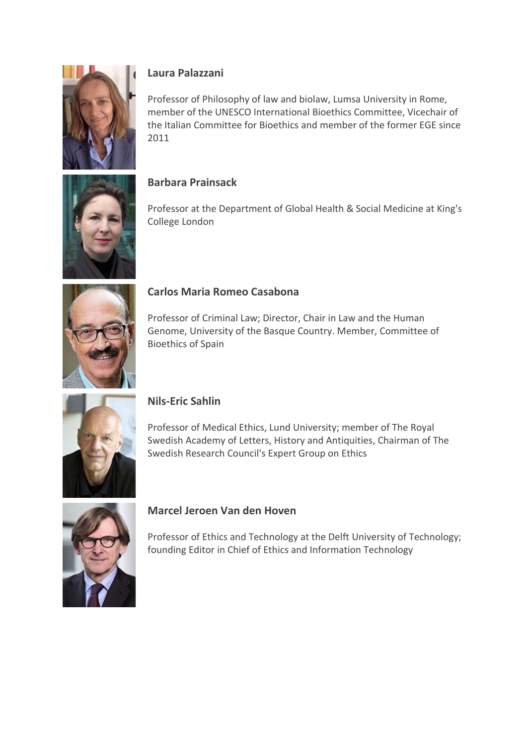**Laura Palazzani**

Professor of Philosophy of law and biolaw, Lumsa University in Rome, member of the UNESCO International Bioethics Committee, Vicechair of the Italian Committee for Bioethics and member of the former EGE since 2011

**Barbara Prainsack**

Professor at the Department of Global Health & Social Medicine at King's College London

**Carlos Maria Romeo Casabona**

Professor of Criminal Law; Director, Chair in Law and the Human Genome, University of the Basque Country. Member, Committee of Bioethics of Spain

**Nils-Eric Sahlin**

Professor of Medical Ethics, Lund University; member of The Royal Swedish Academy of Letters, History and Antiquities, Chairman of The Swedish Research Council's Expert Group on Ethics

**Marcel Jeroen Van den Hoven**

Professor of Ethics and Technology at the Delft University of Technology; founding Editor in Chief of Ethics and Information Technology